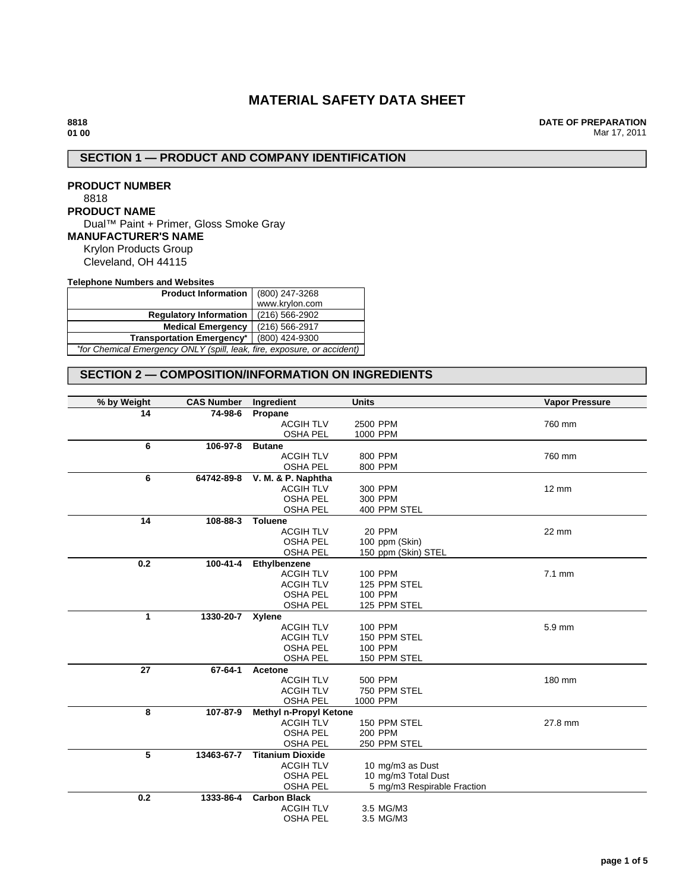# MATERIAL SAFETY DATA SHEET

**8818**
**01 00**

**DATE OF PREPARATION**
Mar 17, 2011

## SECTION 1 — PRODUCT AND COMPANY IDENTIFICATION

**PRODUCT NUMBER**
8818

**PRODUCT NAME**
Dual™ Paint + Primer, Gloss Smoke Gray

**MANUFACTURER'S NAME**
Krylon Products Group
Cleveland, OH 44115

**Telephone Numbers and Websites**

| | |
|---|---|
| **Product Information** | (800) 247-3268<br>www.krylon.com |
| **Regulatory Information** | (216) 566-2902 |
| **Medical Emergency** | (216) 566-2917 |
| **Transportation Emergency*** | (800) 424-9300 |

*\*for Chemical Emergency ONLY (spill, leak, fire, exposure, or accident)*

## SECTION 2 — COMPOSITION/INFORMATION ON INGREDIENTS

| % by Weight | CAS Number | Ingredient | Units | Vapor Pressure |
|---|---|---|---|---|
| 14 | 74-98-6 | **Propane** | | |
| | | ACGIH TLV | 2500 PPM | 760 mm |
| | | OSHA PEL | 1000 PPM | |
| 6 | 106-97-8 | **Butane** | | |
| | | ACGIH TLV | 800 PPM | 760 mm |
| | | OSHA PEL | 800 PPM | |
| 6 | 64742-89-8 | **V. M. & P. Naphtha** | | |
| | | ACGIH TLV | 300 PPM | 12 mm |
| | | OSHA PEL | 300 PPM | |
| | | OSHA PEL | 400 PPM STEL | |
| 14 | 108-88-3 | **Toluene** | | |
| | | ACGIH TLV | 20 PPM | 22 mm |
| | | OSHA PEL | 100 ppm (Skin) | |
| | | OSHA PEL | 150 ppm (Skin) STEL | |
| 0.2 | 100-41-4 | **Ethylbenzene** | | |
| | | ACGIH TLV | 100 PPM | 7.1 mm |
| | | ACGIH TLV | 125 PPM STEL | |
| | | OSHA PEL | 100 PPM | |
| | | OSHA PEL | 125 PPM STEL | |
| 1 | 1330-20-7 | **Xylene** | | |
| | | ACGIH TLV | 100 PPM | 5.9 mm |
| | | ACGIH TLV | 150 PPM STEL | |
| | | OSHA PEL | 100 PPM | |
| | | OSHA PEL | 150 PPM STEL | |
| 27 | 67-64-1 | **Acetone** | | |
| | | ACGIH TLV | 500 PPM | 180 mm |
| | | ACGIH TLV | 750 PPM STEL | |
| | | OSHA PEL | 1000 PPM | |
| 8 | 107-87-9 | **Methyl n-Propyl Ketone** | | |
| | | ACGIH TLV | 150 PPM STEL | 27.8 mm |
| | | OSHA PEL | 200 PPM | |
| | | OSHA PEL | 250 PPM STEL | |
| 5 | 13463-67-7 | **Titanium Dioxide** | | |
| | | ACGIH TLV | 10 mg/m3 as Dust | |
| | | OSHA PEL | 10 mg/m3 Total Dust | |
| | | OSHA PEL | 5 mg/m3 Respirable Fraction | |
| 0.2 | 1333-86-4 | **Carbon Black** | | |
| | | ACGIH TLV | 3.5 MG/M3 | |
| | | OSHA PEL | 3.5 MG/M3 | |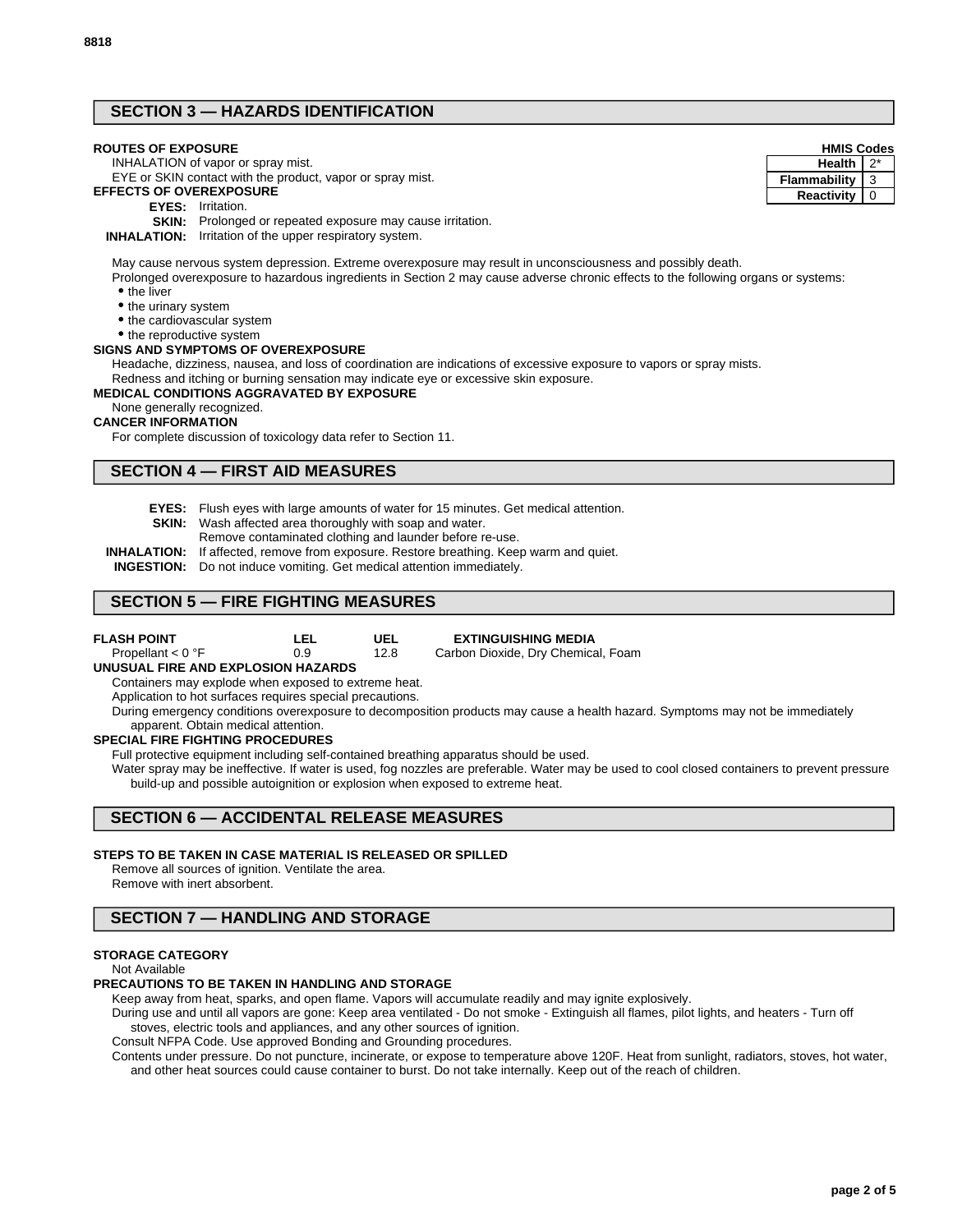## SECTION 3 — HAZARDS IDENTIFICATION

| HMIS Codes | |
|---|---|
| Health | 2* |
| Flammability | 3 |
| Reactivity | 0 |

**ROUTES OF EXPOSURE**

INHALATION of vapor or spray mist.

EYE or SKIN contact with the product, vapor or spray mist.

**EFFECTS OF OVEREXPOSURE**

**EYES:** Irritation.

**SKIN:** Prolonged or repeated exposure may cause irritation.

**INHALATION:** Irritation of the upper respiratory system.

May cause nervous system depression. Extreme overexposure may result in unconsciousness and possibly death.

Prolonged overexposure to hazardous ingredients in Section 2 may cause adverse chronic effects to the following organs or systems:

- the liver
- the urinary system
- the cardiovascular system
- the reproductive system

**SIGNS AND SYMPTOMS OF OVEREXPOSURE**

Headache, dizziness, nausea, and loss of coordination are indications of excessive exposure to vapors or spray mists.

Redness and itching or burning sensation may indicate eye or excessive skin exposure.

**MEDICAL CONDITIONS AGGRAVATED BY EXPOSURE**

None generally recognized.

**CANCER INFORMATION**

For complete discussion of toxicology data refer to Section 11.

## SECTION 4 — FIRST AID MEASURES

**EYES:** Flush eyes with large amounts of water for 15 minutes. Get medical attention.

**SKIN:** Wash affected area thoroughly with soap and water.
Remove contaminated clothing and launder before re-use.

**INHALATION:** If affected, remove from exposure. Restore breathing. Keep warm and quiet.

**INGESTION:** Do not induce vomiting. Get medical attention immediately.

## SECTION 5 — FIRE FIGHTING MEASURES

| FLASH POINT | LEL | UEL | EXTINGUISHING MEDIA |
|---|---|---|---|
| Propellant < 0 °F | 0.9 | 12.8 | Carbon Dioxide, Dry Chemical, Foam |

**UNUSUAL FIRE AND EXPLOSION HAZARDS**

Containers may explode when exposed to extreme heat.

Application to hot surfaces requires special precautions.

During emergency conditions overexposure to decomposition products may cause a health hazard. Symptoms may not be immediately apparent. Obtain medical attention.

**SPECIAL FIRE FIGHTING PROCEDURES**

Full protective equipment including self-contained breathing apparatus should be used.

Water spray may be ineffective. If water is used, fog nozzles are preferable. Water may be used to cool closed containers to prevent pressure build-up and possible autoignition or explosion when exposed to extreme heat.

## SECTION 6 — ACCIDENTAL RELEASE MEASURES

**STEPS TO BE TAKEN IN CASE MATERIAL IS RELEASED OR SPILLED**

Remove all sources of ignition. Ventilate the area.

Remove with inert absorbent.

## SECTION 7 — HANDLING AND STORAGE

**STORAGE CATEGORY**

Not Available

**PRECAUTIONS TO BE TAKEN IN HANDLING AND STORAGE**

Keep away from heat, sparks, and open flame. Vapors will accumulate readily and may ignite explosively.

During use and until all vapors are gone: Keep area ventilated - Do not smoke - Extinguish all flames, pilot lights, and heaters - Turn off stoves, electric tools and appliances, and any other sources of ignition.

Consult NFPA Code. Use approved Bonding and Grounding procedures.

Contents under pressure. Do not puncture, incinerate, or expose to temperature above 120F. Heat from sunlight, radiators, stoves, hot water, and other heat sources could cause container to burst. Do not take internally. Keep out of the reach of children.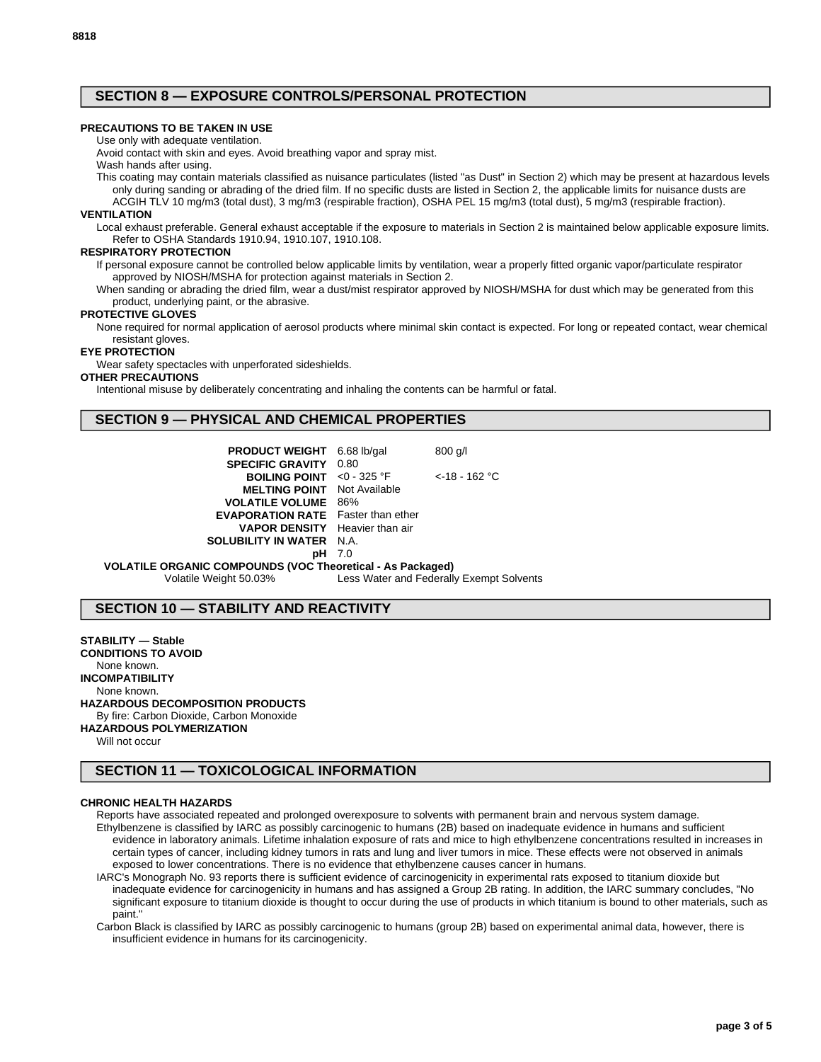## SECTION 8 — EXPOSURE CONTROLS/PERSONAL PROTECTION

**PRECAUTIONS TO BE TAKEN IN USE**

Use only with adequate ventilation.

Avoid contact with skin and eyes. Avoid breathing vapor and spray mist.

Wash hands after using.

This coating may contain materials classified as nuisance particulates (listed "as Dust" in Section 2) which may be present at hazardous levels only during sanding or abrading of the dried film. If no specific dusts are listed in Section 2, the applicable limits for nuisance dusts are ACGIH TLV 10 mg/m3 (total dust), 3 mg/m3 (respirable fraction), OSHA PEL 15 mg/m3 (total dust), 5 mg/m3 (respirable fraction).

**VENTILATION**

Local exhaust preferable. General exhaust acceptable if the exposure to materials in Section 2 is maintained below applicable exposure limits. Refer to OSHA Standards 1910.94, 1910.107, 1910.108.

**RESPIRATORY PROTECTION**

If personal exposure cannot be controlled below applicable limits by ventilation, wear a properly fitted organic vapor/particulate respirator approved by NIOSH/MSHA for protection against materials in Section 2.

When sanding or abrading the dried film, wear a dust/mist respirator approved by NIOSH/MSHA for dust which may be generated from this product, underlying paint, or the abrasive.

**PROTECTIVE GLOVES**

None required for normal application of aerosol products where minimal skin contact is expected. For long or repeated contact, wear chemical resistant gloves.

**EYE PROTECTION**

Wear safety spectacles with unperforated sideshields.

**OTHER PRECAUTIONS**

Intentional misuse by deliberately concentrating and inhaling the contents can be harmful or fatal.

## SECTION 9 — PHYSICAL AND CHEMICAL PROPERTIES

| | | |
|---|---|---|
| **PRODUCT WEIGHT** | 6.68 lb/gal | 800 g/l |
| **SPECIFIC GRAVITY** | 0.80 | |
| **BOILING POINT** | <0 - 325 °F | <-18 - 162 °C |
| **MELTING POINT** | Not Available | |
| **VOLATILE VOLUME** | 86% | |
| **EVAPORATION RATE** | Faster than ether | |
| **VAPOR DENSITY** | Heavier than air | |
| **SOLUBILITY IN WATER** | N.A. | |
| **pH** | 7.0 | |

**VOLATILE ORGANIC COMPOUNDS (VOC Theoretical - As Packaged)**

Volatile Weight 50.03% Less Water and Federally Exempt Solvents

## SECTION 10 — STABILITY AND REACTIVITY

**STABILITY — Stable**

**CONDITIONS TO AVOID**

None known.

**INCOMPATIBILITY**

None known.

**HAZARDOUS DECOMPOSITION PRODUCTS**

By fire: Carbon Dioxide, Carbon Monoxide

**HAZARDOUS POLYMERIZATION**

Will not occur

## SECTION 11 — TOXICOLOGICAL INFORMATION

**CHRONIC HEALTH HAZARDS**

Reports have associated repeated and prolonged overexposure to solvents with permanent brain and nervous system damage.

Ethylbenzene is classified by IARC as possibly carcinogenic to humans (2B) based on inadequate evidence in humans and sufficient evidence in laboratory animals. Lifetime inhalation exposure of rats and mice to high ethylbenzene concentrations resulted in increases in certain types of cancer, including kidney tumors in rats and lung and liver tumors in mice. These effects were not observed in animals exposed to lower concentrations. There is no evidence that ethylbenzene causes cancer in humans.

IARC's Monograph No. 93 reports there is sufficient evidence of carcinogenicity in experimental rats exposed to titanium dioxide but inadequate evidence for carcinogenicity in humans and has assigned a Group 2B rating. In addition, the IARC summary concludes, "No significant exposure to titanium dioxide is thought to occur during the use of products in which titanium is bound to other materials, such as paint."

Carbon Black is classified by IARC as possibly carcinogenic to humans (group 2B) based on experimental animal data, however, there is insufficient evidence in humans for its carcinogenicity.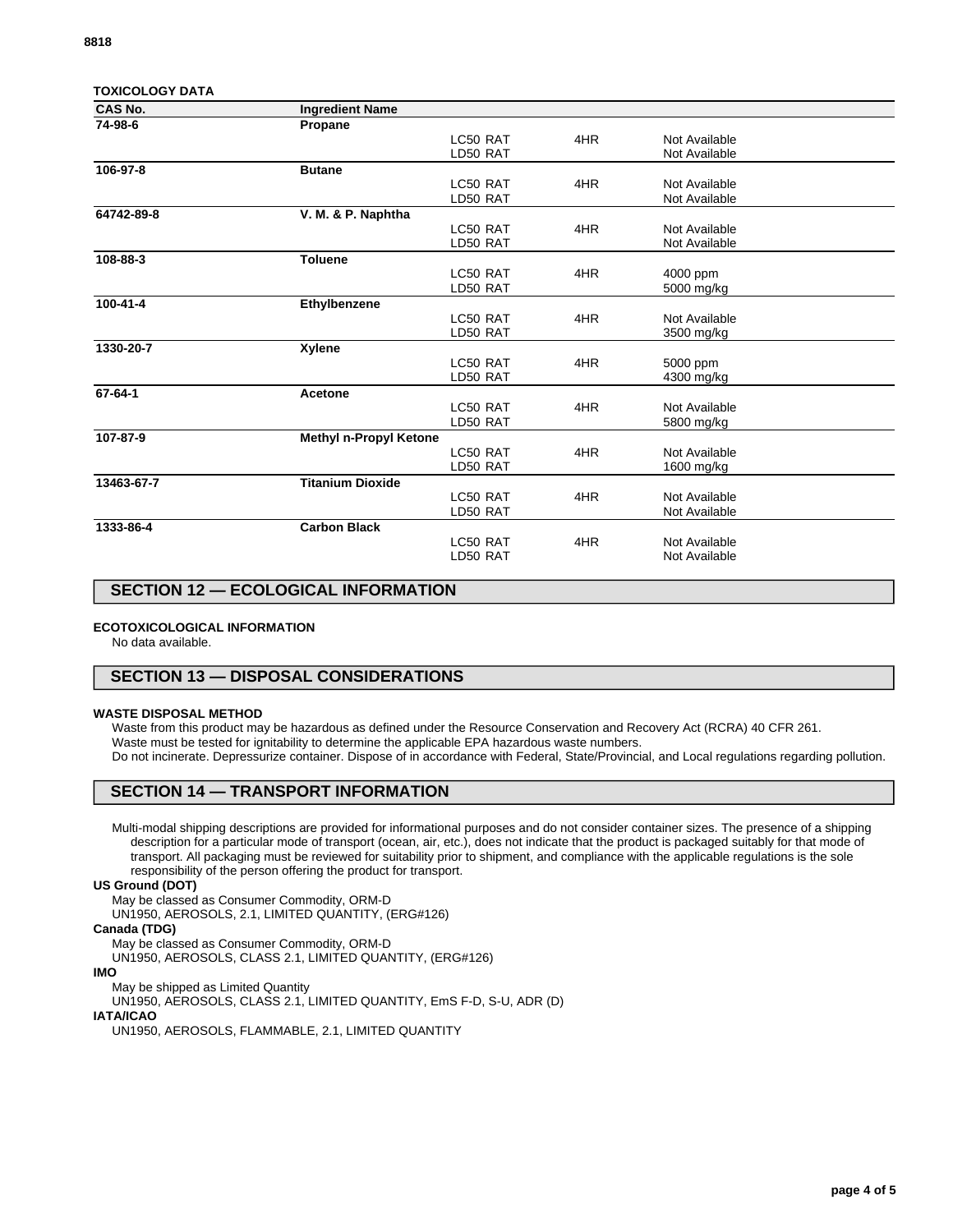**TOXICOLOGY DATA**

| CAS No. | Ingredient Name | | | |
|---|---|---|---|---|
| 74-98-6 | Propane | | | |
| | | LC50 RAT | 4HR | Not Available |
| | | LD50 RAT | | Not Available |
| 106-97-8 | Butane | | | |
| | | LC50 RAT | 4HR | Not Available |
| | | LD50 RAT | | Not Available |
| 64742-89-8 | V. M. & P. Naphtha | | | |
| | | LC50 RAT | 4HR | Not Available |
| | | LD50 RAT | | Not Available |
| 108-88-3 | Toluene | | | |
| | | LC50 RAT | 4HR | 4000 ppm |
| | | LD50 RAT | | 5000 mg/kg |
| 100-41-4 | Ethylbenzene | | | |
| | | LC50 RAT | 4HR | Not Available |
| | | LD50 RAT | | 3500 mg/kg |
| 1330-20-7 | Xylene | | | |
| | | LC50 RAT | 4HR | 5000 ppm |
| | | LD50 RAT | | 4300 mg/kg |
| 67-64-1 | Acetone | | | |
| | | LC50 RAT | 4HR | Not Available |
| | | LD50 RAT | | 5800 mg/kg |
| 107-87-9 | Methyl n-Propyl Ketone | | | |
| | | LC50 RAT | 4HR | Not Available |
| | | LD50 RAT | | 1600 mg/kg |
| 13463-67-7 | Titanium Dioxide | | | |
| | | LC50 RAT | 4HR | Not Available |
| | | LD50 RAT | | Not Available |
| 1333-86-4 | Carbon Black | | | |
| | | LC50 RAT | 4HR | Not Available |
| | | LD50 RAT | | Not Available |

## SECTION 12 — ECOLOGICAL INFORMATION

**ECOTOXICOLOGICAL INFORMATION**

No data available.

## SECTION 13 — DISPOSAL CONSIDERATIONS

**WASTE DISPOSAL METHOD**

Waste from this product may be hazardous as defined under the Resource Conservation and Recovery Act (RCRA) 40 CFR 261.
Waste must be tested for ignitability to determine the applicable EPA hazardous waste numbers.
Do not incinerate. Depressurize container. Dispose of in accordance with Federal, State/Provincial, and Local regulations regarding pollution.

## SECTION 14 — TRANSPORT INFORMATION

Multi-modal shipping descriptions are provided for informational purposes and do not consider container sizes. The presence of a shipping description for a particular mode of transport (ocean, air, etc.), does not indicate that the product is packaged suitably for that mode of transport. All packaging must be reviewed for suitability prior to shipment, and compliance with the applicable regulations is the sole responsibility of the person offering the product for transport.

**US Ground (DOT)**

May be classed as Consumer Commodity, ORM-D
UN1950, AEROSOLS, 2.1, LIMITED QUANTITY, (ERG#126)

**Canada (TDG)**

May be classed as Consumer Commodity, ORM-D
UN1950, AEROSOLS, CLASS 2.1, LIMITED QUANTITY, (ERG#126)

**IMO**

May be shipped as Limited Quantity
UN1950, AEROSOLS, CLASS 2.1, LIMITED QUANTITY, EmS F-D, S-U, ADR (D)

**IATA/ICAO**

UN1950, AEROSOLS, FLAMMABLE, 2.1, LIMITED QUANTITY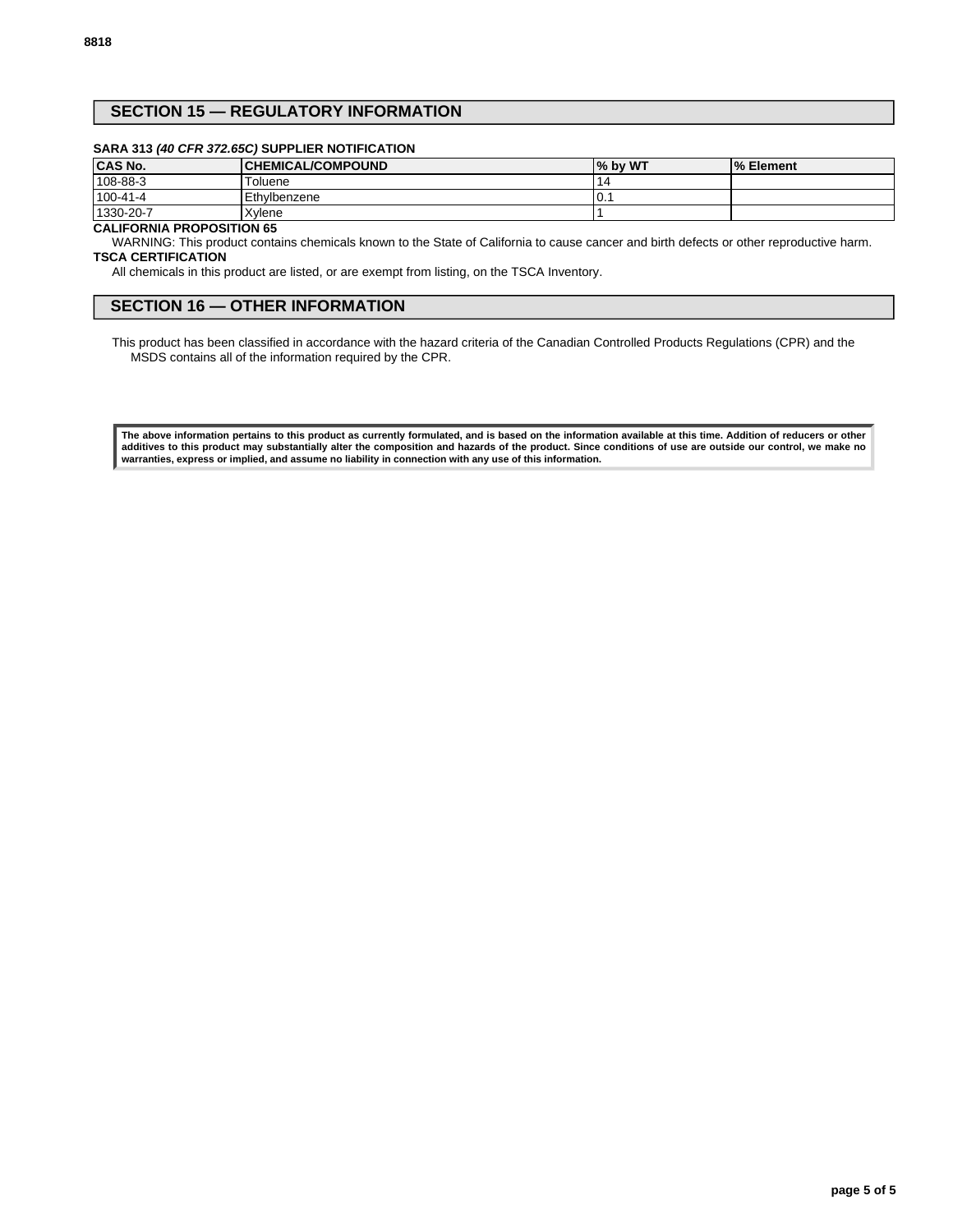## SECTION 15 — REGULATORY INFORMATION

**SARA 313** ***(40 CFR 372.65C)*** **SUPPLIER NOTIFICATION**

| CAS No. | CHEMICAL/COMPOUND | % by WT | % Element |
|---|---|---|---|
| 108-88-3 | Toluene | 14 | |
| 100-41-4 | Ethylbenzene | 0.1 | |
| 1330-20-7 | Xylene | 1 | |

**CALIFORNIA PROPOSITION 65**

WARNING: This product contains chemicals known to the State of California to cause cancer and birth defects or other reproductive harm.

**TSCA CERTIFICATION**

All chemicals in this product are listed, or are exempt from listing, on the TSCA Inventory.

## SECTION 16 — OTHER INFORMATION

This product has been classified in accordance with the hazard criteria of the Canadian Controlled Products Regulations (CPR) and the MSDS contains all of the information required by the CPR.

**The above information pertains to this product as currently formulated, and is based on the information available at this time. Addition of reducers or other additives to this product may substantially alter the composition and hazards of the product. Since conditions of use are outside our control, we make no warranties, express or implied, and assume no liability in connection with any use of this information.**